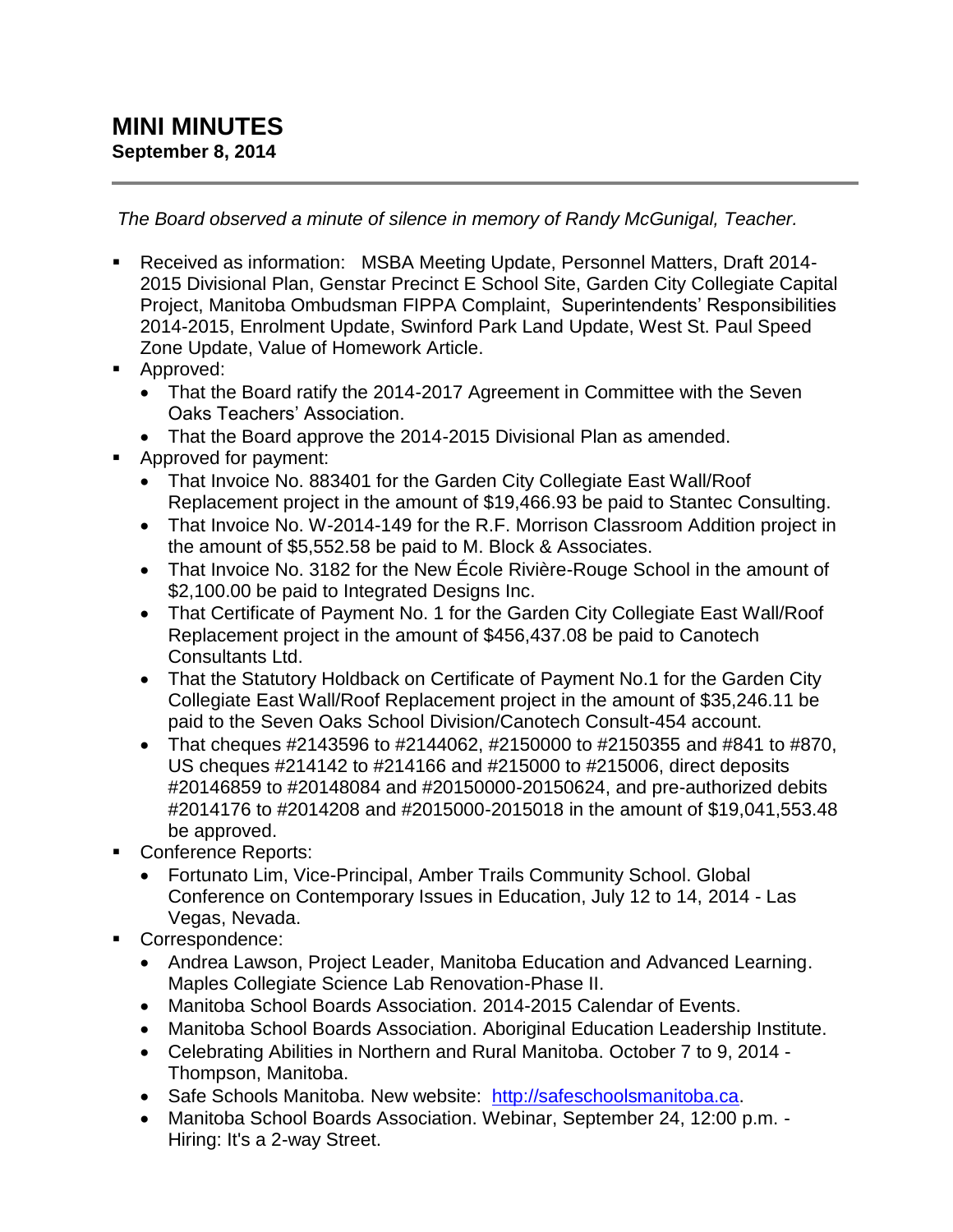# MINI MINUTES

**September 8, 2014**

---

*The Board observed a minute of silence in memory of Randy McGunigal, Teacher.*

- Received as information: MSBA Meeting Update, Personnel Matters, Draft 2014-2015 Divisional Plan, Genstar Precinct E School Site, Garden City Collegiate Capital Project, Manitoba Ombudsman FIPPA Complaint, Superintendents' Responsibilities 2014-2015, Enrolment Update, Swinford Park Land Update, West St. Paul Speed Zone Update, Value of Homework Article.
- Approved:
  - That the Board ratify the 2014-2017 Agreement in Committee with the Seven Oaks Teachers' Association.
  - That the Board approve the 2014-2015 Divisional Plan as amended.
- Approved for payment:
  - That Invoice No. 883401 for the Garden City Collegiate East Wall/Roof Replacement project in the amount of $19,466.93 be paid to Stantec Consulting.
  - That Invoice No. W-2014-149 for the R.F. Morrison Classroom Addition project in the amount of $5,552.58 be paid to M. Block & Associates.
  - That Invoice No. 3182 for the New École Rivière-Rouge School in the amount of $2,100.00 be paid to Integrated Designs Inc.
  - That Certificate of Payment No. 1 for the Garden City Collegiate East Wall/Roof Replacement project in the amount of $456,437.08 be paid to Canotech Consultants Ltd.
  - That the Statutory Holdback on Certificate of Payment No.1 for the Garden City Collegiate East Wall/Roof Replacement project in the amount of $35,246.11 be paid to the Seven Oaks School Division/Canotech Consult-454 account.
  - That cheques #2143596 to #2144062, #2150000 to #2150355 and #841 to #870, US cheques #214142 to #214166 and #215000 to #215006, direct deposits #20146859 to #20148084 and #20150000-20150624, and pre-authorized debits #2014176 to #2014208 and #2015000-2015018 in the amount of $19,041,553.48 be approved.
- Conference Reports:
  - Fortunato Lim, Vice-Principal, Amber Trails Community School. Global Conference on Contemporary Issues in Education, July 12 to 14, 2014 - Las Vegas, Nevada.
- Correspondence:
  - Andrea Lawson, Project Leader, Manitoba Education and Advanced Learning. Maples Collegiate Science Lab Renovation-Phase II.
  - Manitoba School Boards Association. 2014-2015 Calendar of Events.
  - Manitoba School Boards Association. Aboriginal Education Leadership Institute.
  - Celebrating Abilities in Northern and Rural Manitoba. October 7 to 9, 2014 - Thompson, Manitoba.
  - Safe Schools Manitoba. New website: [http://safeschoolsmanitoba.ca](http://safeschoolsmanitoba.ca).
  - Manitoba School Boards Association. Webinar, September 24, 12:00 p.m. - Hiring: It's a 2-way Street.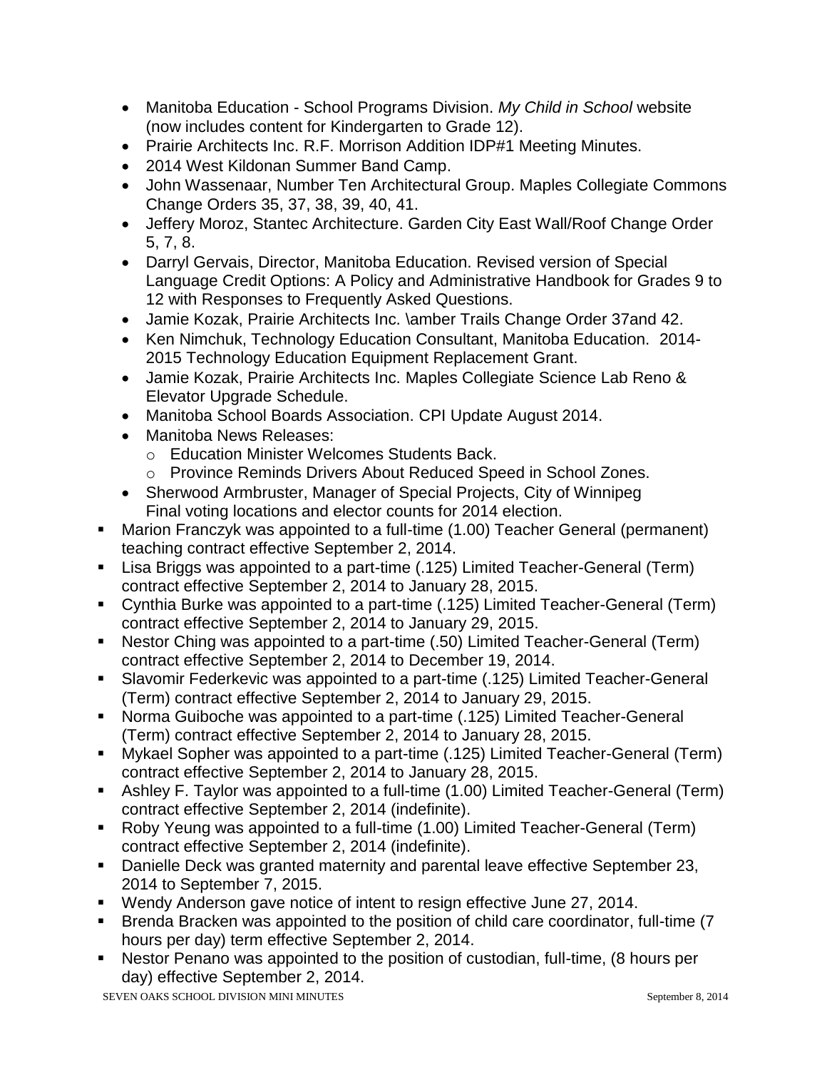- Manitoba Education - School Programs Division. *My Child in School* website (now includes content for Kindergarten to Grade 12).
- Prairie Architects Inc. R.F. Morrison Addition IDP#1 Meeting Minutes.
- 2014 West Kildonan Summer Band Camp.
- John Wassenaar, Number Ten Architectural Group. Maples Collegiate Commons Change Orders 35, 37, 38, 39, 40, 41.
- Jeffery Moroz, Stantec Architecture. Garden City East Wall/Roof Change Order 5, 7, 8.
- Darryl Gervais, Director, Manitoba Education. Revised version of Special Language Credit Options: A Policy and Administrative Handbook for Grades 9 to 12 with Responses to Frequently Asked Questions.
- Jamie Kozak, Prairie Architects Inc. \amber Trails Change Order 37and 42.
- Ken Nimchuk, Technology Education Consultant, Manitoba Education. 2014-2015 Technology Education Equipment Replacement Grant.
- Jamie Kozak, Prairie Architects Inc. Maples Collegiate Science Lab Reno & Elevator Upgrade Schedule.
- Manitoba School Boards Association. CPI Update August 2014.
- Manitoba News Releases:
  - Education Minister Welcomes Students Back.
  - Province Reminds Drivers About Reduced Speed in School Zones.
- Sherwood Armbruster, Manager of Special Projects, City of Winnipeg Final voting locations and elector counts for 2014 election.

- Marion Franczyk was appointed to a full-time (1.00) Teacher General (permanent) teaching contract effective September 2, 2014.
- Lisa Briggs was appointed to a part-time (.125) Limited Teacher-General (Term) contract effective September 2, 2014 to January 28, 2015.
- Cynthia Burke was appointed to a part-time (.125) Limited Teacher-General (Term) contract effective September 2, 2014 to January 29, 2015.
- Nestor Ching was appointed to a part-time (.50) Limited Teacher-General (Term) contract effective September 2, 2014 to December 19, 2014.
- Slavomir Federkevic was appointed to a part-time (.125) Limited Teacher-General (Term) contract effective September 2, 2014 to January 29, 2015.
- Norma Guiboche was appointed to a part-time (.125) Limited Teacher-General (Term) contract effective September 2, 2014 to January 28, 2015.
- Mykael Sopher was appointed to a part-time (.125) Limited Teacher-General (Term) contract effective September 2, 2014 to January 28, 2015.
- Ashley F. Taylor was appointed to a full-time (1.00) Limited Teacher-General (Term) contract effective September 2, 2014 (indefinite).
- Roby Yeung was appointed to a full-time (1.00) Limited Teacher-General (Term) contract effective September 2, 2014 (indefinite).
- Danielle Deck was granted maternity and parental leave effective September 23, 2014 to September 7, 2015.
- Wendy Anderson gave notice of intent to resign effective June 27, 2014.
- Brenda Bracken was appointed to the position of child care coordinator, full-time (7 hours per day) term effective September 2, 2014.
- Nestor Penano was appointed to the position of custodian, full-time, (8 hours per day) effective September 2, 2014.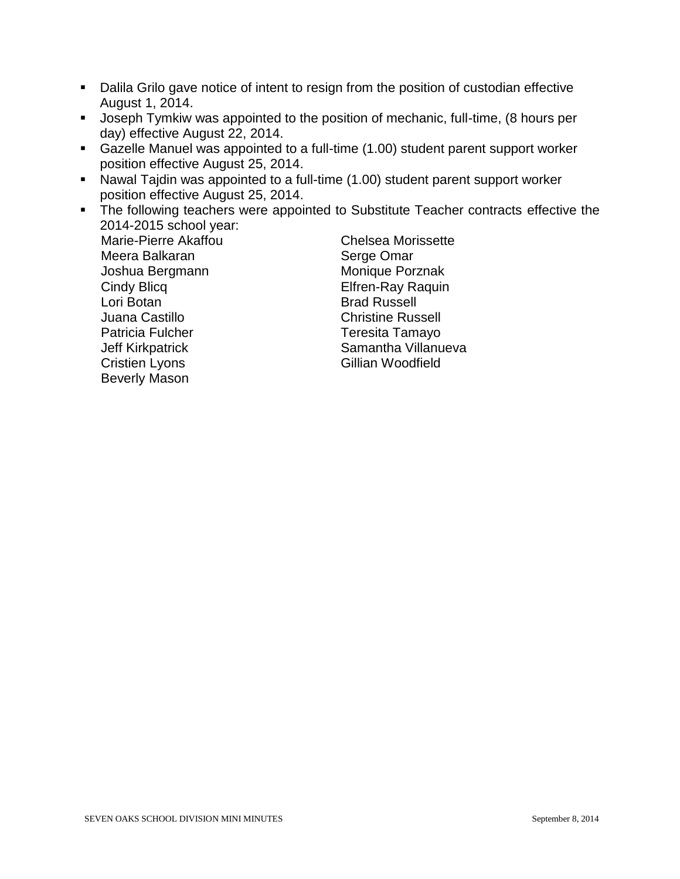- Dalila Grilo gave notice of intent to resign from the position of custodian effective August 1, 2014.
- Joseph Tymkiw was appointed to the position of mechanic, full-time, (8 hours per day) effective August 22, 2014.
- Gazelle Manuel was appointed to a full-time (1.00) student parent support worker position effective August 25, 2014.
- Nawal Tajdin was appointed to a full-time (1.00) student parent support worker position effective August 25, 2014.
- The following teachers were appointed to Substitute Teacher contracts effective the 2014-2015 school year:

  Marie-Pierre Akaffou
  Meera Balkaran
  Joshua Bergmann
  Cindy Blicq
  Lori Botan
  Juana Castillo
  Patricia Fulcher
  Jeff Kirkpatrick
  Cristien Lyons
  Beverly Mason
  Chelsea Morissette
  Serge Omar
  Monique Porznak
  Elfren-Ray Raquin
  Brad Russell
  Christine Russell
  Teresita Tamayo
  Samantha Villanueva
  Gillian Woodfield